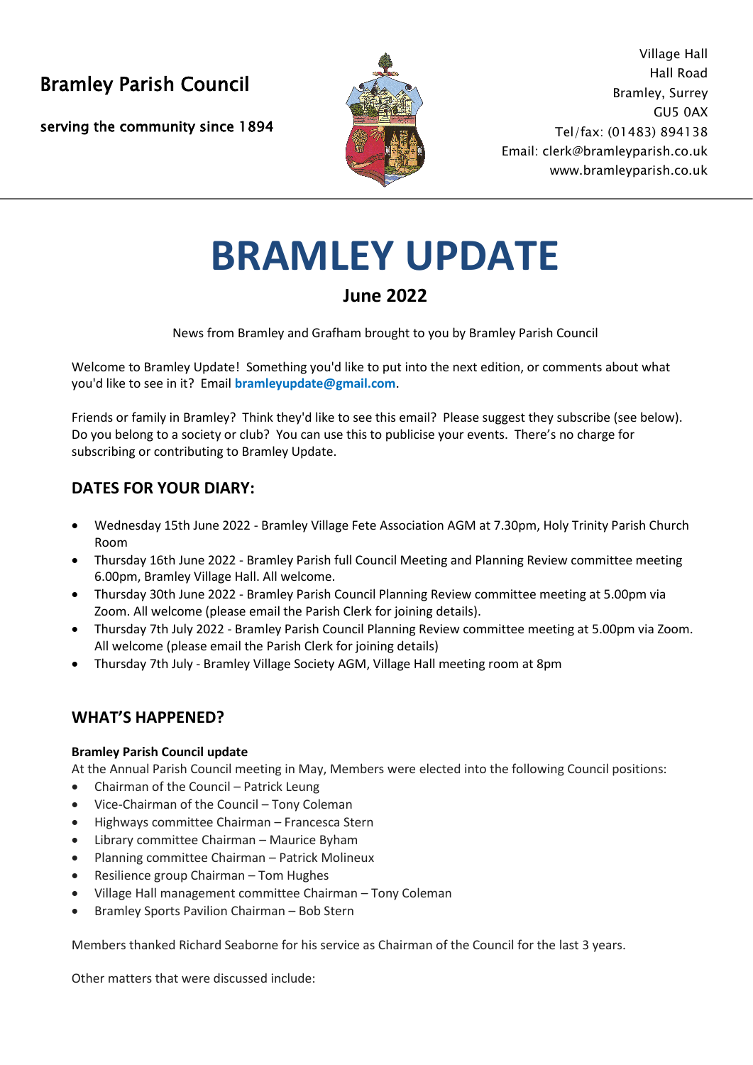Bramley Parish Council

serving the community since 1894

Village Hall
Hall Road
Bramley, Surrey
GU5 0AX
Tel/fax: (01483) 894138
Email: clerk@bramleyparish.co.uk
www.bramleyparish.co.uk

# BRAMLEY UPDATE

## June 2022

News from Bramley and Grafham brought to you by Bramley Parish Council

Welcome to Bramley Update! Something you'd like to put into the next edition, or comments about what you'd like to see in it? Email **bramleyupdate@gmail.com**.

Friends or family in Bramley? Think they'd like to see this email? Please suggest they subscribe (see below). Do you belong to a society or club? You can use this to publicise your events. There's no charge for subscribing or contributing to Bramley Update.

## DATES FOR YOUR DIARY:

- Wednesday 15th June 2022 - Bramley Village Fete Association AGM at 7.30pm, Holy Trinity Parish Church Room
- Thursday 16th June 2022 - Bramley Parish full Council Meeting and Planning Review committee meeting 6.00pm, Bramley Village Hall. All welcome.
- Thursday 30th June 2022 - Bramley Parish Council Planning Review committee meeting at 5.00pm via Zoom. All welcome (please email the Parish Clerk for joining details).
- Thursday 7th July 2022 - Bramley Parish Council Planning Review committee meeting at 5.00pm via Zoom. All welcome (please email the Parish Clerk for joining details)
- Thursday 7th July - Bramley Village Society AGM, Village Hall meeting room at 8pm

## WHAT'S HAPPENED?

**Bramley Parish Council update**

At the Annual Parish Council meeting in May, Members were elected into the following Council positions:

- Chairman of the Council – Patrick Leung
- Vice-Chairman of the Council – Tony Coleman
- Highways committee Chairman – Francesca Stern
- Library committee Chairman – Maurice Byham
- Planning committee Chairman – Patrick Molineux
- Resilience group Chairman – Tom Hughes
- Village Hall management committee Chairman – Tony Coleman
- Bramley Sports Pavilion Chairman – Bob Stern

Members thanked Richard Seaborne for his service as Chairman of the Council for the last 3 years.

Other matters that were discussed include: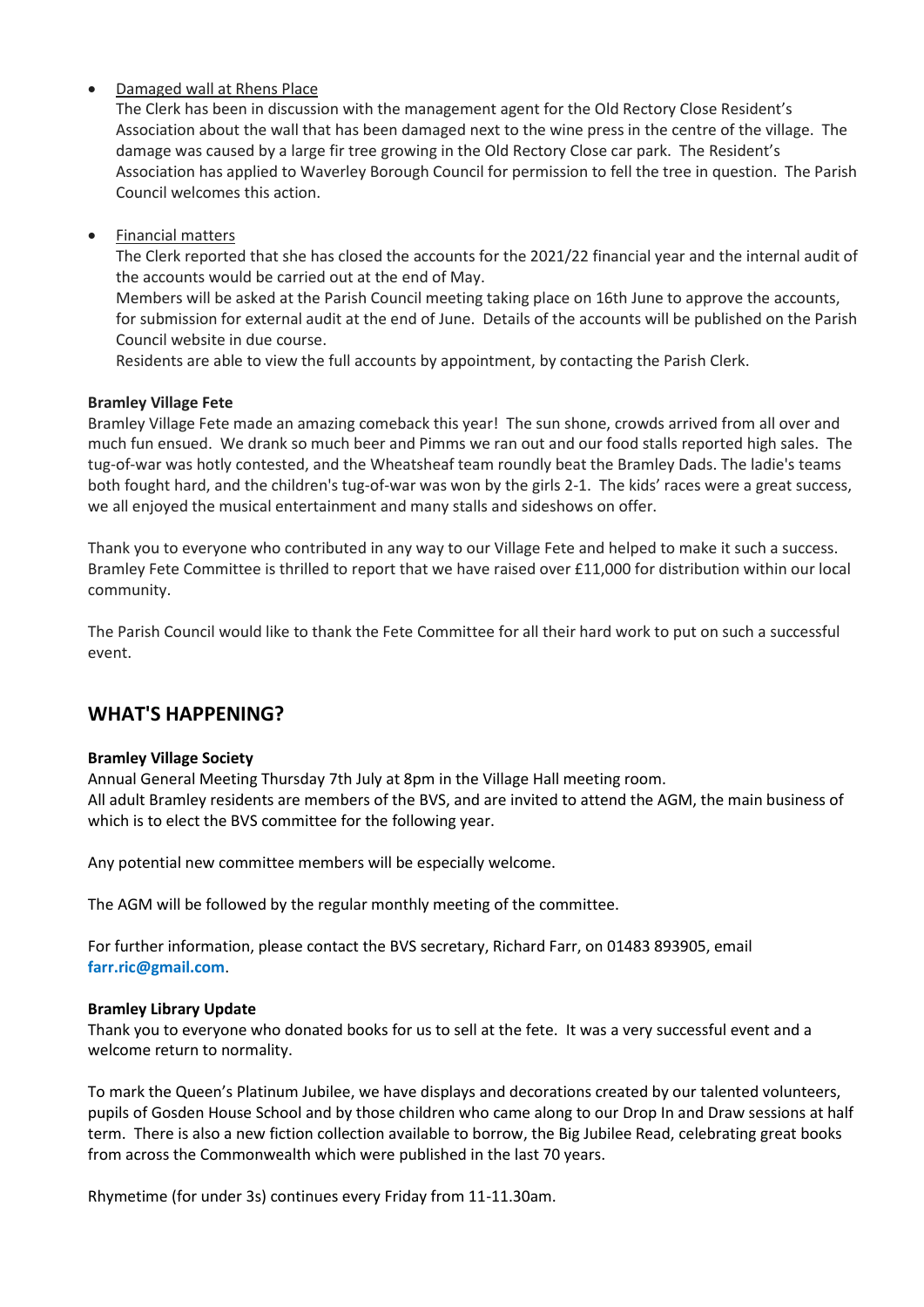- Damaged wall at Rhens Place
  
  The Clerk has been in discussion with the management agent for the Old Rectory Close Resident's Association about the wall that has been damaged next to the wine press in the centre of the village. The damage was caused by a large fir tree growing in the Old Rectory Close car park. The Resident's Association has applied to Waverley Borough Council for permission to fell the tree in question. The Parish Council welcomes this action.

- Financial matters
  
  The Clerk reported that she has closed the accounts for the 2021/22 financial year and the internal audit of the accounts would be carried out at the end of May.
  
  Members will be asked at the Parish Council meeting taking place on 16th June to approve the accounts, for submission for external audit at the end of June. Details of the accounts will be published on the Parish Council website in due course.
  
  Residents are able to view the full accounts by appointment, by contacting the Parish Clerk.

**Bramley Village Fete**

Bramley Village Fete made an amazing comeback this year! The sun shone, crowds arrived from all over and much fun ensued. We drank so much beer and Pimms we ran out and our food stalls reported high sales. The tug-of-war was hotly contested, and the Wheatsheaf team roundly beat the Bramley Dads. The ladie's teams both fought hard, and the children's tug-of-war was won by the girls 2-1. The kids' races were a great success, we all enjoyed the musical entertainment and many stalls and sideshows on offer.

Thank you to everyone who contributed in any way to our Village Fete and helped to make it such a success. Bramley Fete Committee is thrilled to report that we have raised over £11,000 for distribution within our local community.

The Parish Council would like to thank the Fete Committee for all their hard work to put on such a successful event.

## WHAT'S HAPPENING?

**Bramley Village Society**

Annual General Meeting Thursday 7th July at 8pm in the Village Hall meeting room.
All adult Bramley residents are members of the BVS, and are invited to attend the AGM, the main business of which is to elect the BVS committee for the following year.

Any potential new committee members will be especially welcome.

The AGM will be followed by the regular monthly meeting of the committee.

For further information, please contact the BVS secretary, Richard Farr, on 01483 893905, email **farr.ric@gmail.com**.

**Bramley Library Update**

Thank you to everyone who donated books for us to sell at the fete. It was a very successful event and a welcome return to normality.

To mark the Queen's Platinum Jubilee, we have displays and decorations created by our talented volunteers, pupils of Gosden House School and by those children who came along to our Drop In and Draw sessions at half term. There is also a new fiction collection available to borrow, the Big Jubilee Read, celebrating great books from across the Commonwealth which were published in the last 70 years.

Rhymetime (for under 3s) continues every Friday from 11-11.30am.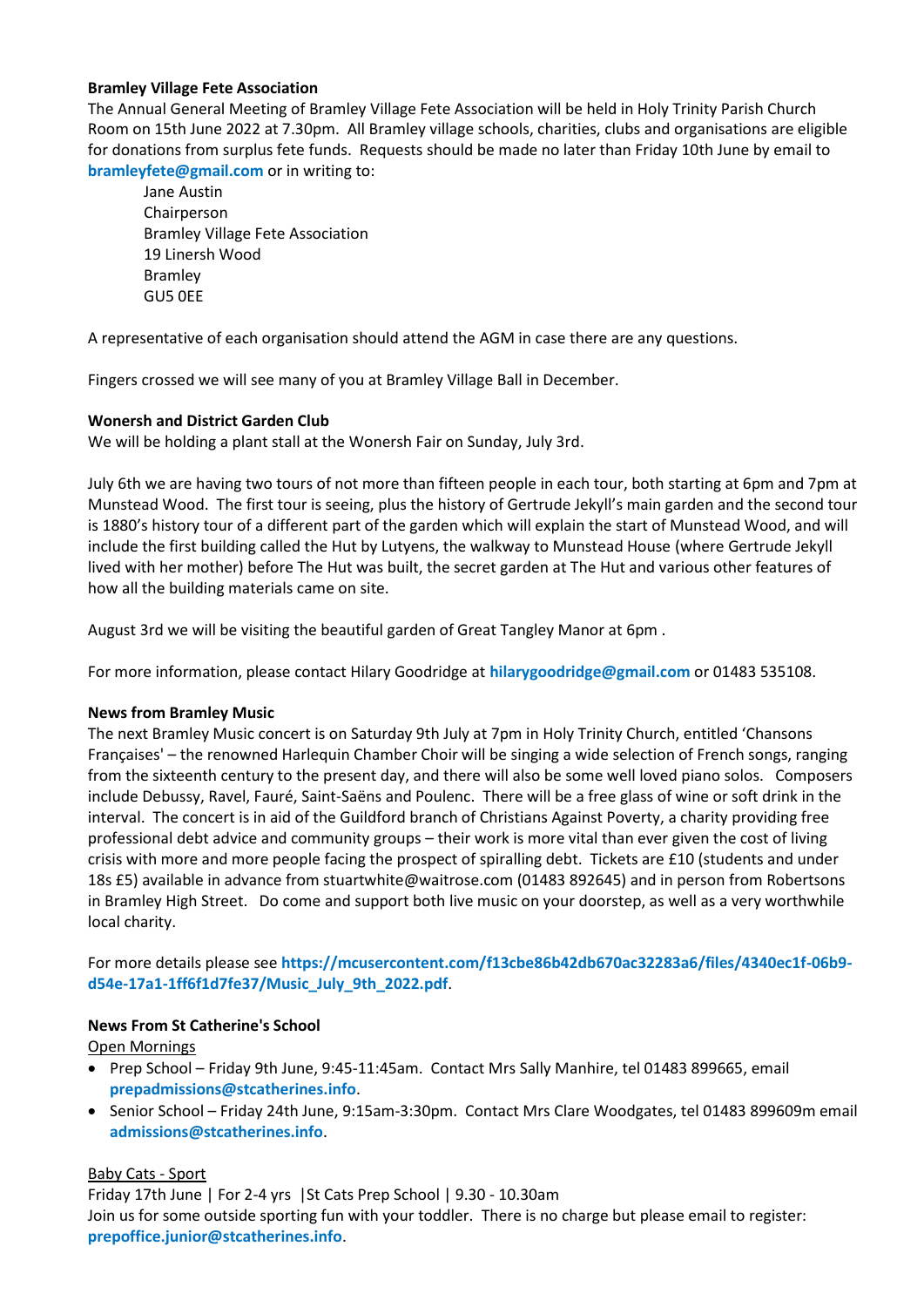**Bramley Village Fete Association**

The Annual General Meeting of Bramley Village Fete Association will be held in Holy Trinity Parish Church Room on 15th June 2022 at 7.30pm. All Bramley village schools, charities, clubs and organisations are eligible for donations from surplus fete funds. Requests should be made no later than Friday 10th June by email to **bramleyfete@gmail.com** or in writing to:

Jane Austin
Chairperson
Bramley Village Fete Association
19 Linersh Wood
Bramley
GU5 0EE

A representative of each organisation should attend the AGM in case there are any questions.

Fingers crossed we will see many of you at Bramley Village Ball in December.

**Wonersh and District Garden Club**

We will be holding a plant stall at the Wonersh Fair on Sunday, July 3rd.

July 6th we are having two tours of not more than fifteen people in each tour, both starting at 6pm and 7pm at Munstead Wood. The first tour is seeing, plus the history of Gertrude Jekyll's main garden and the second tour is 1880's history tour of a different part of the garden which will explain the start of Munstead Wood, and will include the first building called the Hut by Lutyens, the walkway to Munstead House (where Gertrude Jekyll lived with her mother) before The Hut was built, the secret garden at The Hut and various other features of how all the building materials came on site.

August 3rd we will be visiting the beautiful garden of Great Tangley Manor at 6pm .

For more information, please contact Hilary Goodridge at **hilarygoodridge@gmail.com** or 01483 535108.

**News from Bramley Music**

The next Bramley Music concert is on Saturday 9th July at 7pm in Holy Trinity Church, entitled 'Chansons Françaises' – the renowned Harlequin Chamber Choir will be singing a wide selection of French songs, ranging from the sixteenth century to the present day, and there will also be some well loved piano solos. Composers include Debussy, Ravel, Fauré, Saint-Saëns and Poulenc. There will be a free glass of wine or soft drink in the interval. The concert is in aid of the Guildford branch of Christians Against Poverty, a charity providing free professional debt advice and community groups – their work is more vital than ever given the cost of living crisis with more and more people facing the prospect of spiralling debt. Tickets are £10 (students and under 18s £5) available in advance from stuartwhite@waitrose.com (01483 892645) and in person from Robertsons in Bramley High Street. Do come and support both live music on your doorstep, as well as a very worthwhile local charity.

For more details please see **https://mcusercontent.com/f13cbe86b42db670ac32283a6/files/4340ec1f-06b9-d54e-17a1-1ff6f1d7fe37/Music_July_9th_2022.pdf**.

**News From St Catherine's School**

Open Mornings

- Prep School – Friday 9th June, 9:45-11:45am. Contact Mrs Sally Manhire, tel 01483 899665, email **prepadmissions@stcatherines.info**.
- Senior School – Friday 24th June, 9:15am-3:30pm. Contact Mrs Clare Woodgates, tel 01483 899609m email **admissions@stcatherines.info**.

Baby Cats - Sport

Friday 17th June | For 2-4 yrs |St Cats Prep School | 9.30 - 10.30am
Join us for some outside sporting fun with your toddler. There is no charge but please email to register: **prepoffice.junior@stcatherines.info**.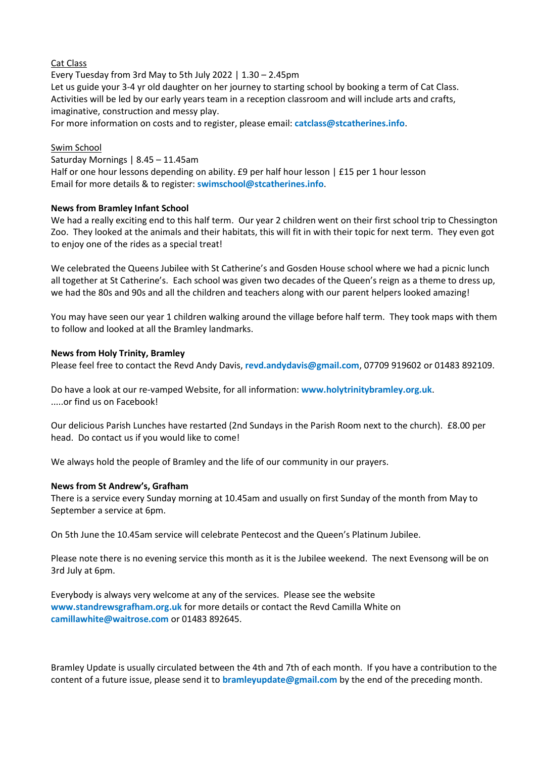Cat Class

Every Tuesday from 3rd May to 5th July 2022 | 1.30 – 2.45pm

Let us guide your 3-4 yr old daughter on her journey to starting school by booking a term of Cat Class. Activities will be led by our early years team in a reception classroom and will include arts and crafts, imaginative, construction and messy play.

For more information on costs and to register, please email: **catclass@stcatherines.info**.

Swim School

Saturday Mornings | 8.45 – 11.45am

Half or one hour lessons depending on ability. £9 per half hour lesson | £15 per 1 hour lesson

Email for more details & to register: **swimschool@stcatherines.info**.

**News from Bramley Infant School**

We had a really exciting end to this half term. Our year 2 children went on their first school trip to Chessington Zoo. They looked at the animals and their habitats, this will fit in with their topic for next term. They even got to enjoy one of the rides as a special treat!

We celebrated the Queens Jubilee with St Catherine's and Gosden House school where we had a picnic lunch all together at St Catherine's. Each school was given two decades of the Queen's reign as a theme to dress up, we had the 80s and 90s and all the children and teachers along with our parent helpers looked amazing!

You may have seen our year 1 children walking around the village before half term. They took maps with them to follow and looked at all the Bramley landmarks.

**News from Holy Trinity, Bramley**

Please feel free to contact the Revd Andy Davis, **revd.andydavis@gmail.com**, 07709 919602 or 01483 892109.

Do have a look at our re-vamped Website, for all information: **www.holytrinitybramley.org.uk**.
.....or find us on Facebook!

Our delicious Parish Lunches have restarted (2nd Sundays in the Parish Room next to the church). £8.00 per head. Do contact us if you would like to come!

We always hold the people of Bramley and the life of our community in our prayers.

**News from St Andrew's, Grafham**

There is a service every Sunday morning at 10.45am and usually on first Sunday of the month from May to September a service at 6pm.

On 5th June the 10.45am service will celebrate Pentecost and the Queen's Platinum Jubilee.

Please note there is no evening service this month as it is the Jubilee weekend. The next Evensong will be on 3rd July at 6pm.

Everybody is always very welcome at any of the services. Please see the website **www.standrewsgrafham.org.uk** for more details or contact the Revd Camilla White on **camillawhite@waitrose.com** or 01483 892645.

Bramley Update is usually circulated between the 4th and 7th of each month. If you have a contribution to the content of a future issue, please send it to **bramleyupdate@gmail.com** by the end of the preceding month.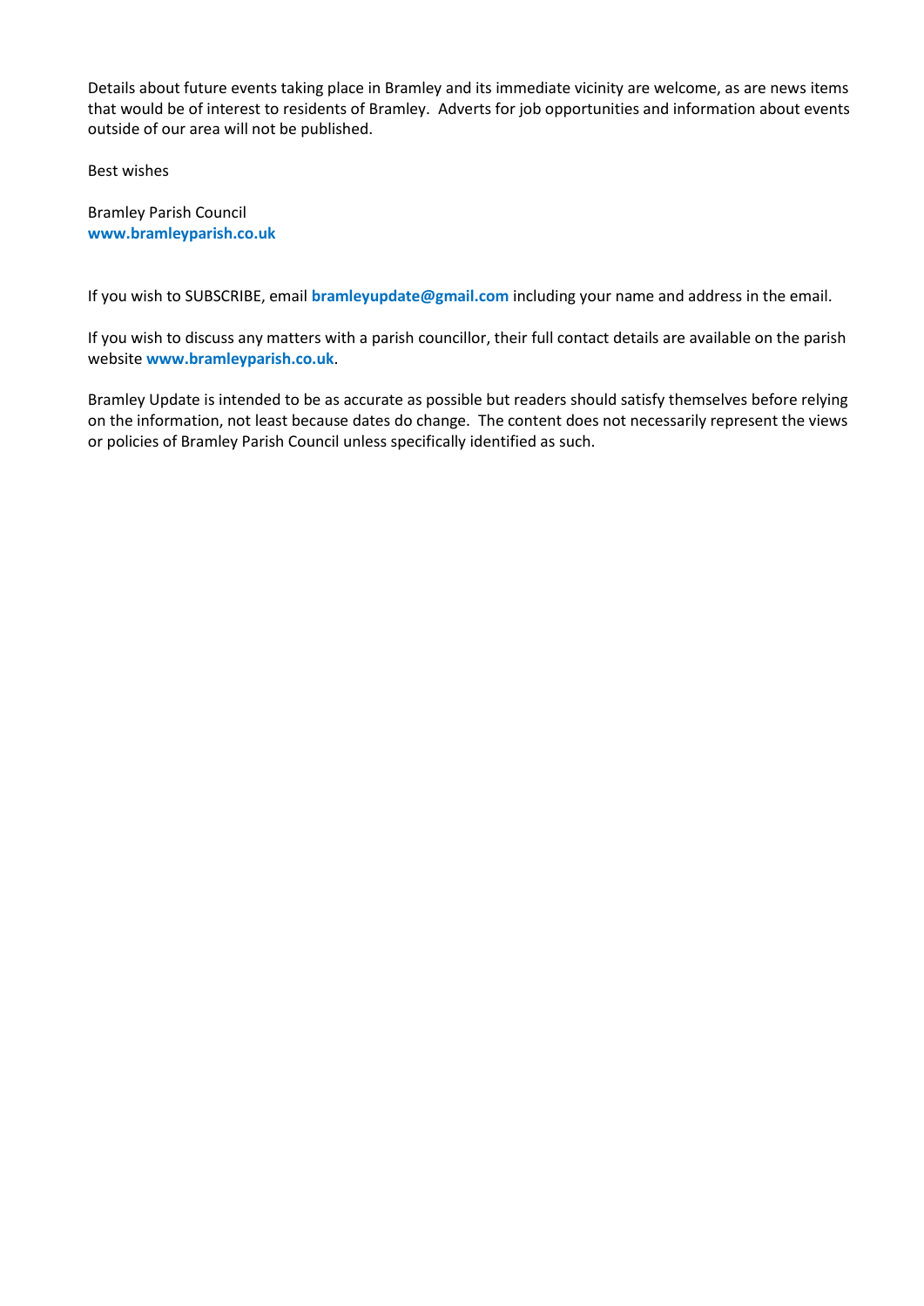Details about future events taking place in Bramley and its immediate vicinity are welcome, as are news items that would be of interest to residents of Bramley. Adverts for job opportunities and information about events outside of our area will not be published.

Best wishes

Bramley Parish Council
**www.bramleyparish.co.uk**

If you wish to SUBSCRIBE, email **bramleyupdate@gmail.com** including your name and address in the email.

If you wish to discuss any matters with a parish councillor, their full contact details are available on the parish website **www.bramleyparish.co.uk**.

Bramley Update is intended to be as accurate as possible but readers should satisfy themselves before relying on the information, not least because dates do change. The content does not necessarily represent the views or policies of Bramley Parish Council unless specifically identified as such.